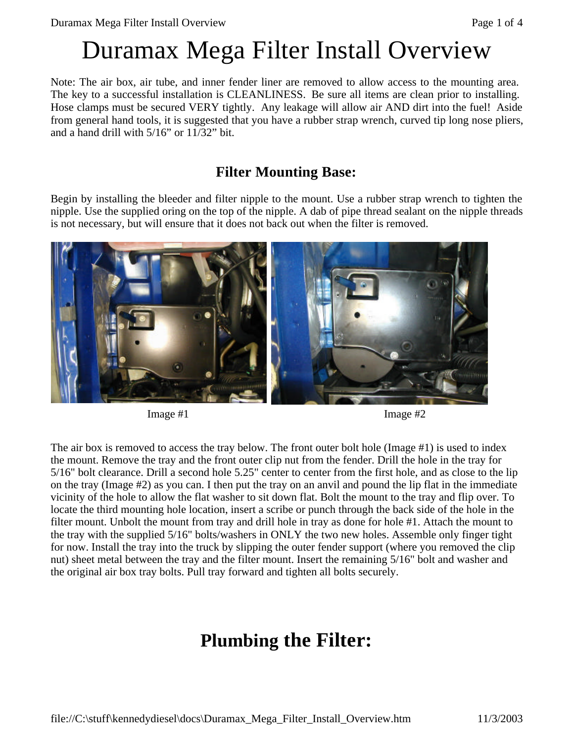# Duramax Mega Filter Install Overview

Note: The air box, air tube, and inner fender liner are removed to allow access to the mounting area. The key to a successful installation is CLEANLINESS. Be sure all items are clean prior to installing. Hose clamps must be secured VERY tightly. Any leakage will allow air AND dirt into the fuel! Aside from general hand tools, it is suggested that you have a rubber strap wrench, curved tip long nose pliers, and a hand drill with 5/16" or 11/32" bit.

## Filter Mounting Base:

Begin by installing the bleeder and filter nipple to the mount. Use a rubber strap wrench to tighten the nipple. Use the supplied oring on the top of the nipple. A dab of pipe thread sealant on the nipple threads is not necessary, but will ensure that it does not back out when the filter is removed.

Image #1

Image #2

The air box is removed to access the tray below. The front outer bolt hole (Image #1) is used to index the mount. Remove the tray and the front outer clip nut from the fender. Drill the hole in the tray for 5/16" bolt clearance. Drill a second hole 5.25" center to center from the first hole, and as close to the lip on the tray (Image #2) as you can. I then put the tray on an anvil and pound the lip flat in the immediate vicinity of the hole to allow the flat washer to sit down flat. Bolt the mount to the tray and flip over. To locate the third mounting hole location, insert a scribe or punch through the back side of the hole in the filter mount. Unbolt the mount from tray and drill hole in tray as done for hole #1. Attach the mount to the tray with the supplied 5/16" bolts/washers in ONLY the two new holes. Assemble only finger tight for now. Install the tray into the truck by slipping the outer fender support (where you removed the clip nut) sheet metal between the tray and the filter mount. Insert the remaining 5/16" bolt and washer and the original air box tray bolts. Pull tray forward and tighten all bolts securely.

# Plumbing the Filter: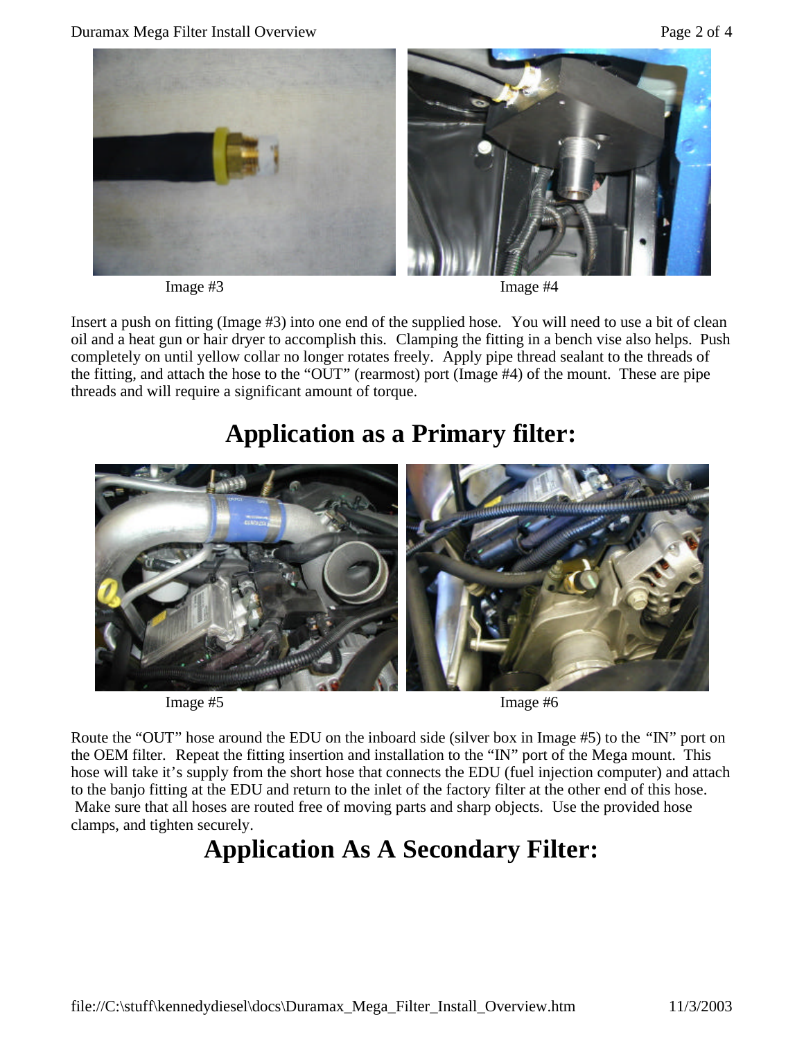Image #3 Image #4

Insert a push on fitting (Image #3) into one end of the supplied hose. You will need to use a bit of clean oil and a heat gun or hair dryer to accomplish this. Clamping the fitting in a bench vise also helps. Push completely on until yellow collar no longer rotates freely. Apply pipe thread sealant to the threads of the fitting, and attach the hose to the "OUT" (rearmost) port (Image #4) of the mount. These are pipe threads and will require a significant amount of torque.

# Application as a Primary filter:

Image #5 Image #6

Route the "OUT" hose around the EDU on the inboard side (silver box in Image #5) to the "IN" port on the OEM filter. Repeat the fitting insertion and installation to the "IN" port of the Mega mount. This hose will take it's supply from the short hose that connects the EDU (fuel injection computer) and attach to the banjo fitting at the EDU and return to the inlet of the factory filter at the other end of this hose. Make sure that all hoses are routed free of moving parts and sharp objects. Use the provided hose clamps, and tighten securely.

# Application As A Secondary Filter: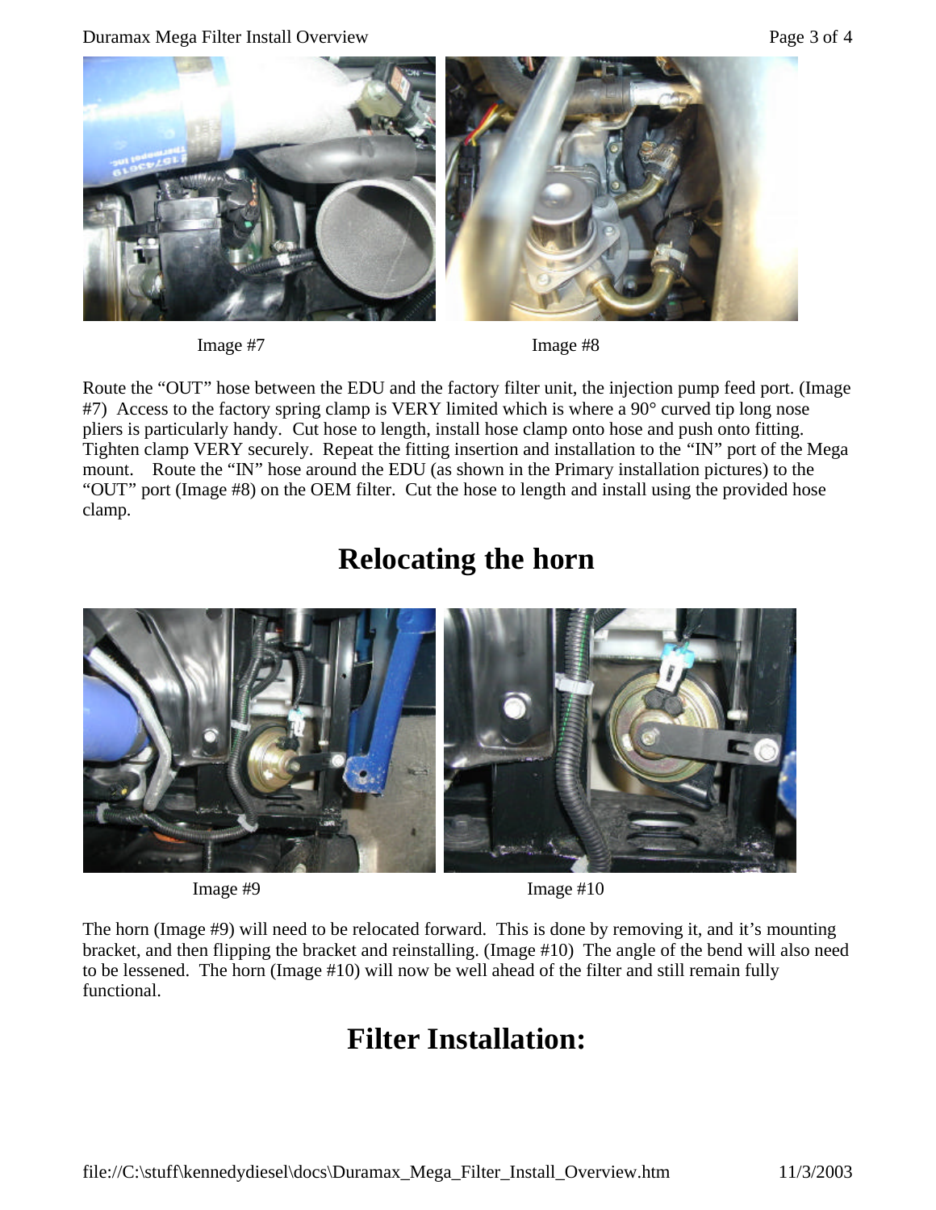Image #7 Image #8

Route the “OUT” hose between the EDU and the factory filter unit, the injection pump feed port. (Image #7) Access to the factory spring clamp is VERY limited which is where a 90° curved tip long nose pliers is particularly handy. Cut hose to length, install hose clamp onto hose and push onto fitting. Tighten clamp VERY securely. Repeat the fitting insertion and installation to the “IN” port of the Mega mount. Route the “IN” hose around the EDU (as shown in the Primary installation pictures) to the “OUT” port (Image #8) on the OEM filter. Cut the hose to length and install using the provided hose clamp.

# Relocating the horn

Image #9 Image #10

The horn (Image #9) will need to be relocated forward. This is done by removing it, and it’s mounting bracket, and then flipping the bracket and reinstalling. (Image #10) The angle of the bend will also need to be lessened. The horn (Image #10) will now be well ahead of the filter and still remain fully functional.

# Filter Installation: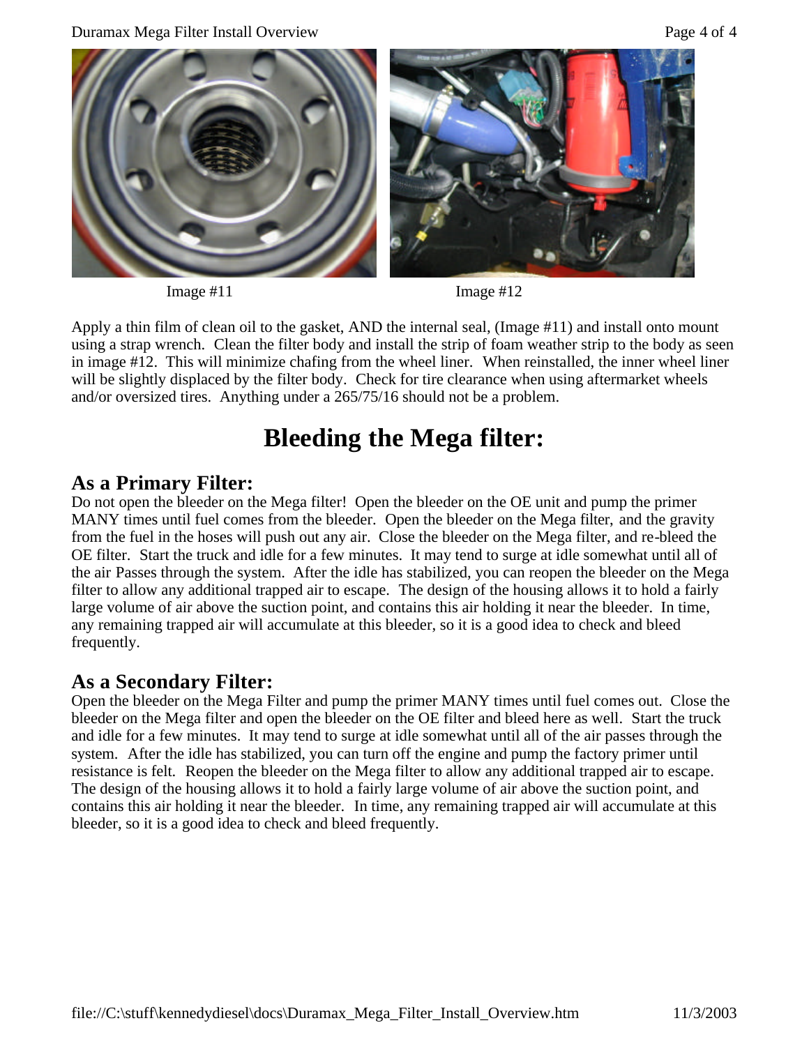Image #11

Image #12

Apply a thin film of clean oil to the gasket, AND the internal seal, (Image #11) and install onto mount using a strap wrench. Clean the filter body and install the strip of foam weather strip to the body as seen in image #12. This will minimize chafing from the wheel liner. When reinstalled, the inner wheel liner will be slightly displaced by the filter body. Check for tire clearance when using aftermarket wheels and/or oversized tires. Anything under a 265/75/16 should not be a problem.

# Bleeding the Mega filter:

## As a Primary Filter:

Do not open the bleeder on the Mega filter! Open the bleeder on the OE unit and pump the primer MANY times until fuel comes from the bleeder. Open the bleeder on the Mega filter, and the gravity from the fuel in the hoses will push out any air. Close the bleeder on the Mega filter, and re-bleed the OE filter. Start the truck and idle for a few minutes. It may tend to surge at idle somewhat until all of the air Passes through the system. After the idle has stabilized, you can reopen the bleeder on the Mega filter to allow any additional trapped air to escape. The design of the housing allows it to hold a fairly large volume of air above the suction point, and contains this air holding it near the bleeder. In time, any remaining trapped air will accumulate at this bleeder, so it is a good idea to check and bleed frequently.

## As a Secondary Filter:

Open the bleeder on the Mega Filter and pump the primer MANY times until fuel comes out. Close the bleeder on the Mega filter and open the bleeder on the OE filter and bleed here as well. Start the truck and idle for a few minutes. It may tend to surge at idle somewhat until all of the air passes through the system. After the idle has stabilized, you can turn off the engine and pump the factory primer until resistance is felt. Reopen the bleeder on the Mega filter to allow any additional trapped air to escape. The design of the housing allows it to hold a fairly large volume of air above the suction point, and contains this air holding it near the bleeder. In time, any remaining trapped air will accumulate at this bleeder, so it is a good idea to check and bleed frequently.